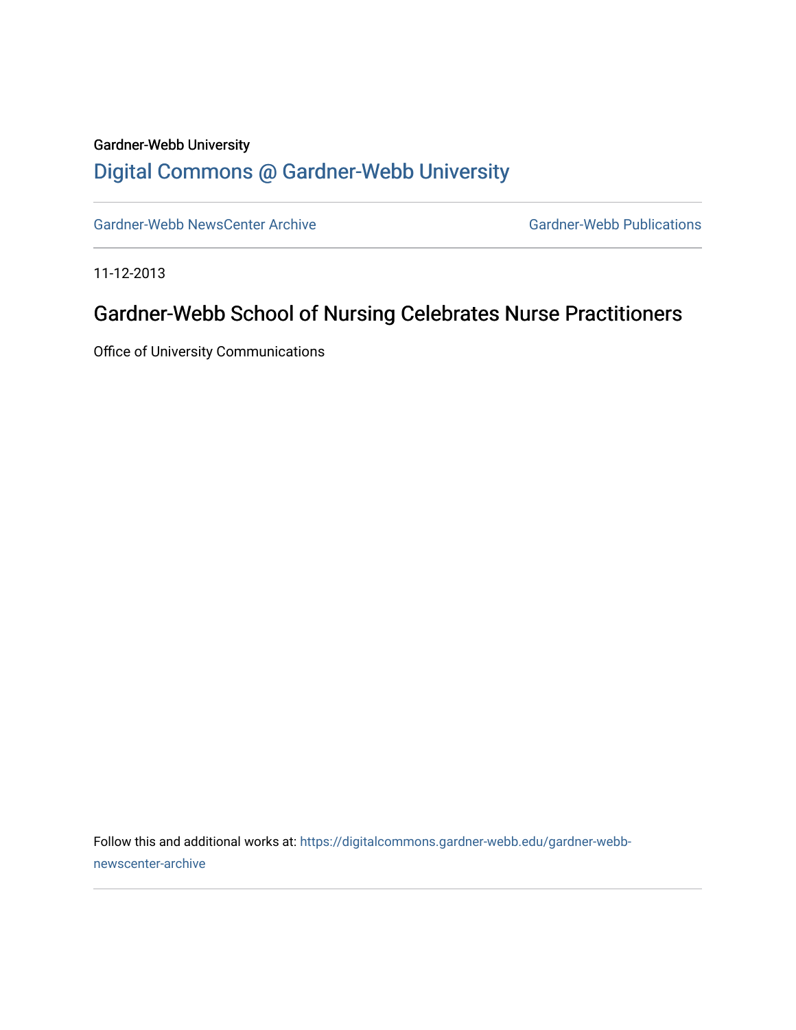Gardner-Webb University

# Digital Commons @ Gardner-Webb University

Gardner-Webb NewsCenter Archive

Gardner-Webb Publications

11-12-2013

## Gardner-Webb School of Nursing Celebrates Nurse Practitioners

Office of University Communications

Follow this and additional works at: https://digitalcommons.gardner-webb.edu/gardner-webb-newscenter-archive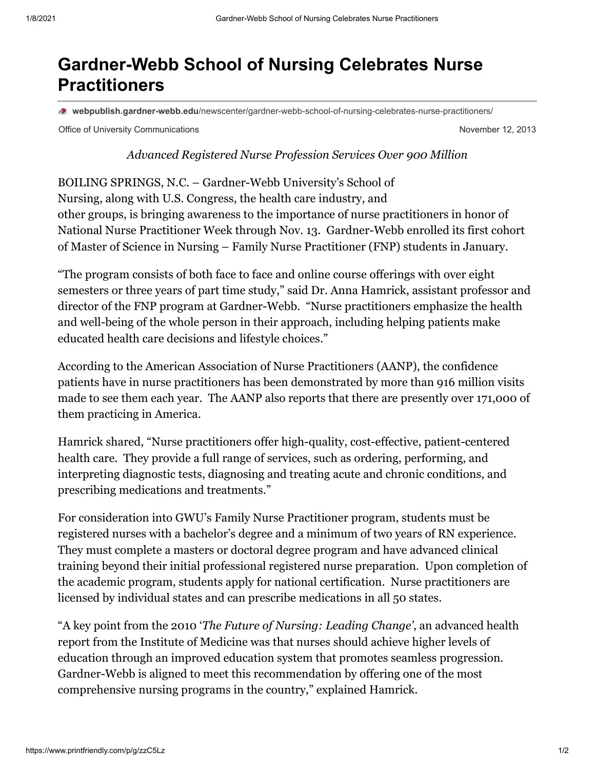# Gardner-Webb School of Nursing Celebrates Nurse Practitioners

**webpublish.gardner-webb.edu**/newscenter/gardner-webb-school-of-nursing-celebrates-nurse-practitioners/

Office of University Communications

November 12, 2013

*Advanced Registered Nurse Profession Services Over 900 Million*

BOILING SPRINGS, N.C. – Gardner-Webb University's School of Nursing, along with U.S. Congress, the health care industry, and other groups, is bringing awareness to the importance of nurse practitioners in honor of National Nurse Practitioner Week through Nov. 13. Gardner-Webb enrolled its first cohort of Master of Science in Nursing – Family Nurse Practitioner (FNP) students in January.

"The program consists of both face to face and online course offerings with over eight semesters or three years of part time study," said Dr. Anna Hamrick, assistant professor and director of the FNP program at Gardner-Webb. "Nurse practitioners emphasize the health and well-being of the whole person in their approach, including helping patients make educated health care decisions and lifestyle choices."

According to the American Association of Nurse Practitioners (AANP), the confidence patients have in nurse practitioners has been demonstrated by more than 916 million visits made to see them each year. The AANP also reports that there are presently over 171,000 of them practicing in America.

Hamrick shared, "Nurse practitioners offer high-quality, cost-effective, patient-centered health care. They provide a full range of services, such as ordering, performing, and interpreting diagnostic tests, diagnosing and treating acute and chronic conditions, and prescribing medications and treatments."

For consideration into GWU's Family Nurse Practitioner program, students must be registered nurses with a bachelor's degree and a minimum of two years of RN experience. They must complete a masters or doctoral degree program and have advanced clinical training beyond their initial professional registered nurse preparation. Upon completion of the academic program, students apply for national certification. Nurse practitioners are licensed by individual states and can prescribe medications in all 50 states.

"A key point from the 2010 '*The Future of Nursing: Leading Change*', an advanced health report from the Institute of Medicine was that nurses should achieve higher levels of education through an improved education system that promotes seamless progression. Gardner-Webb is aligned to meet this recommendation by offering one of the most comprehensive nursing programs in the country," explained Hamrick.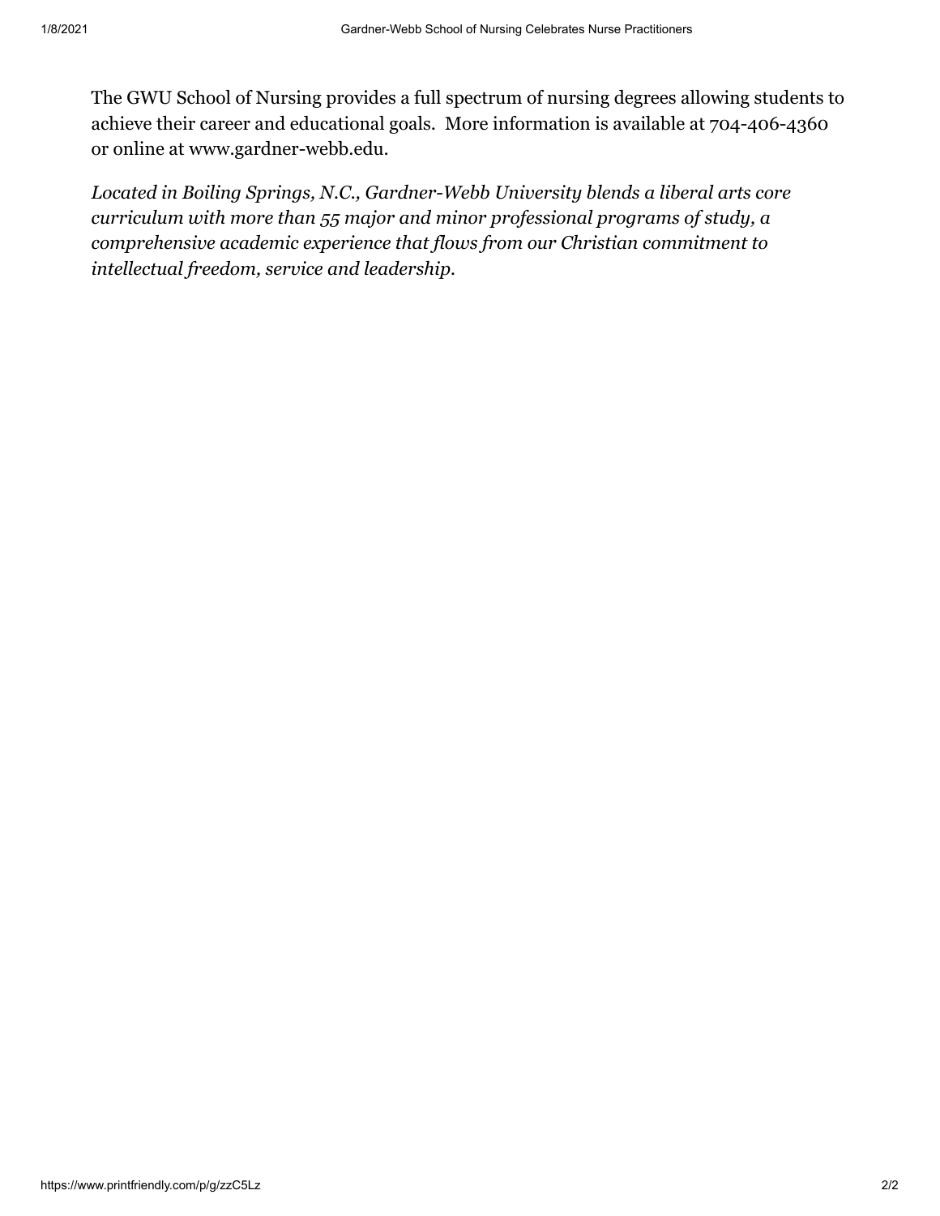The GWU School of Nursing provides a full spectrum of nursing degrees allowing students to achieve their career and educational goals.  More information is available at 704-406-4360 or online at www.gardner-webb.edu.

*Located in Boiling Springs, N.C., Gardner-Webb University blends a liberal arts core curriculum with more than 55 major and minor professional programs of study, a comprehensive academic experience that flows from our Christian commitment to intellectual freedom, service and leadership.*